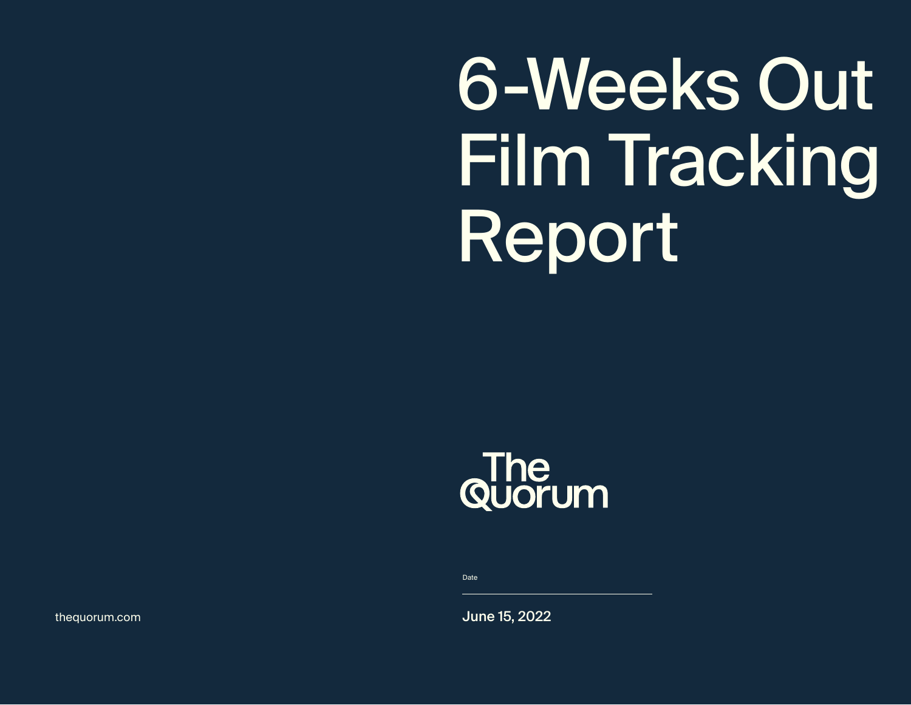# 6-Weeks Out Film Tracking Report

The Quorum

Date

June 15, 2022

thequorum.com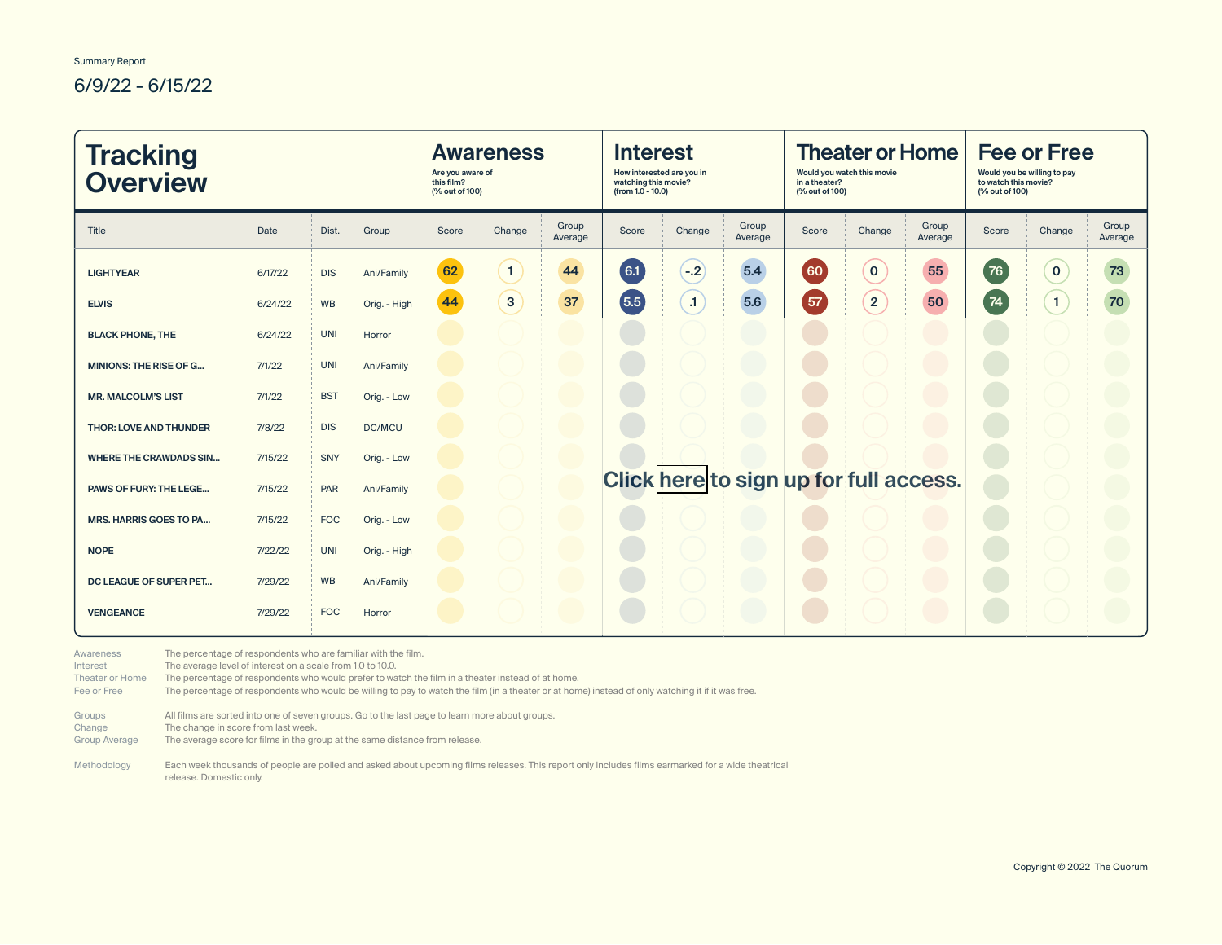Summary Report

6/9/22 - 6/15/22

# Tracking Overview

| Title | Date | Dist. | Group | Awareness: Score | Awareness: Change | Awareness: Group Average | Interest: Score | Interest: Change | Interest: Group Average | Theater or Home: Score | Theater or Home: Change | Theater or Home: Group Average | Fee or Free: Score | Fee or Free: Change | Fee or Free: Group Average |
|---|---|---|---|---|---|---|---|---|---|---|---|---|---|---|---|
| LIGHTYEAR | 6/17/22 | DIS | Ani/Family | 62 | 1 | 44 | 6.1 | -.2 | 5.4 | 60 | 0 | 55 | 76 | 0 | 73 |
| ELVIS | 6/24/22 | WB | Orig. - High | 44 | 3 | 37 | 5.5 | .1 | 5.6 | 57 | 2 | 50 | 74 | 1 | 70 |
| BLACK PHONE, THE | 6/24/22 | UNI | Horror | | | | | | | | | | | | |
| MINIONS: THE RISE OF G... | 7/1/22 | UNI | Ani/Family | | | | | | | | | | | | |
| MR. MALCOLM'S LIST | 7/1/22 | BST | Orig. - Low | | | | | | | | | | | | |
| THOR: LOVE AND THUNDER | 7/8/22 | DIS | DC/MCU | | | | | | | | | | | | |
| WHERE THE CRAWDADS SIN... | 7/15/22 | SNY | Orig. - Low | | | | | | | | | | | | |
| PAWS OF FURY: THE LEGE... | 7/15/22 | PAR | Ani/Family | | | | | | | | | | | | |
| MRS. HARRIS GOES TO PA... | 7/15/22 | FOC | Orig. - Low | | | | | | | | | | | | |
| NOPE | 7/22/22 | UNI | Orig. - High | | | | | | | | | | | | |
| DC LEAGUE OF SUPER PET... | 7/29/22 | WB | Ani/Family | | | | | | | | | | | | |
| VENGEANCE | 7/29/22 | FOC | Horror | | | | | | | | | | | | |

Awareness: Are you aware of this film? (% out of 100)

Interest: How interested are you in watching this movie? (from 1.0 - 10.0)

Theater or Home: Would you watch this movie in a theater? (% out of 100)

Fee or Free: Would you be willing to pay to watch this movie? (% out of 100)

Click here to sign up for full access.

| | |
|---|---|
| Awareness | The percentage of respondents who are familiar with the film. |
| Interest | The average level of interest on a scale from 1.0 to 10.0. |
| Theater or Home | The percentage of respondents who would prefer to watch the film in a theater instead of at home. |
| Fee or Free | The percentage of respondents who would be willing to pay to watch the film (in a theater or at home) instead of only watching it if it was free. |
| Groups | All films are sorted into one of seven groups. Go to the last page to learn more about groups. |
| Change | The change in score from last week. |
| Group Average | The average score for films in the group at the same distance from release. |
| Methodology | Each week thousands of people are polled and asked about upcoming films releases. This report only includes films earmarked for a wide theatrical release. Domestic only. |

Copyright © 2022 The Quorum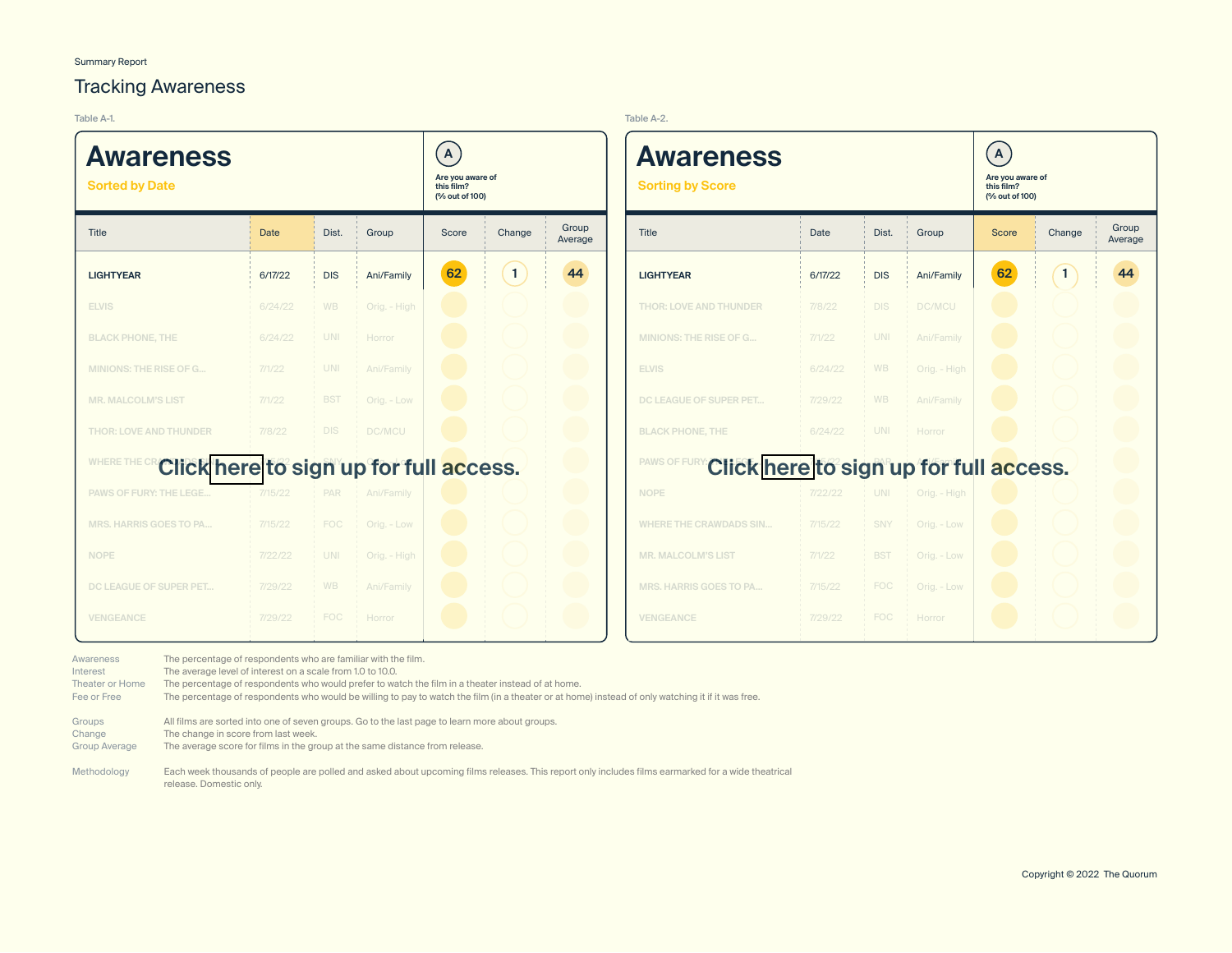Summary Report

# Tracking Awareness

Table A-1.

## Awareness

**Sorted by Date**

A — Are you aware of this film? (% out of 100)

| Title | Date | Dist. | Group | Score | Change | Group Average |
|---|---|---|---|---|---|---|
| LIGHTYEAR | 6/17/22 | DIS | Ani/Family | 62 | 1 | 44 |
| ELVIS | 6/24/22 | WB | Orig. - High | | | |
| BLACK PHONE, THE | 6/24/22 | UNI | Horror | | | |
| MINIONS: THE RISE OF G... | 7/1/22 | UNI | Ani/Family | | | |
| MR. MALCOLM'S LIST | 7/1/22 | BST | Orig. - Low | | | |
| THOR: LOVE AND THUNDER | 7/8/22 | DIS | DC/MCU | | | |
| WHERE THE CRAWDADS SIN... | | | | | | |
| PAWS OF FURY: THE LEGE... | 7/15/22 | PAR | Ani/Family | | | |
| MRS. HARRIS GOES TO PA... | 7/15/22 | FOC | Orig. - Low | | | |
| NOPE | 7/22/22 | UNI | Orig. - High | | | |
| DC LEAGUE OF SUPER PET... | 7/29/22 | WB | Ani/Family | | | |
| VENGEANCE | 7/29/22 | FOC | Horror | | | |

Click here to sign up for full access.

Table A-2.

## Awareness

**Sorting by Score**

A — Are you aware of this film? (% out of 100)

| Title | Date | Dist. | Group | Score | Change | Group Average |
|---|---|---|---|---|---|---|
| LIGHTYEAR | 6/17/22 | DIS | Ani/Family | 62 | 1 | 44 |
| THOR: LOVE AND THUNDER | 7/8/22 | DIS | DC/MCU | | | |
| MINIONS: THE RISE OF G... | 7/1/22 | UNI | Ani/Family | | | |
| ELVIS | 6/24/22 | WB | Orig. - High | | | |
| DC LEAGUE OF SUPER PET... | 7/29/22 | WB | Ani/Family | | | |
| BLACK PHONE, THE | 6/24/22 | UNI | Horror | | | |
| PAWS OF FURY... | | | | | | |
| NOPE | 7/22/22 | UNI | Orig. - High | | | |
| WHERE THE CRAWDADS SIN... | 7/15/22 | SNY | Orig. - Low | | | |
| MR. MALCOLM'S LIST | 7/1/22 | BST | Orig. - Low | | | |
| MRS. HARRIS GOES TO PA... | 7/15/22 | FOC | Orig. - Low | | | |
| VENGEANCE | 7/29/22 | FOC | Horror | | | |

Click here to sign up for full access.

| | |
|---|---|
| Awareness | The percentage of respondents who are familiar with the film. |
| Interest | The average level of interest on a scale from 1.0 to 10.0. |
| Theater or Home | The percentage of respondents who would prefer to watch the film in a theater instead of at home. |
| Fee or Free | The percentage of respondents who would be willing to pay to watch the film (in a theater or at home) instead of only watching it if it was free. |
| Groups | All films are sorted into one of seven groups. Go to the last page to learn more about groups. |
| Change | The change in score from last week. |
| Group Average | The average score for films in the group at the same distance from release. |
| Methodology | Each week thousands of people are polled and asked about upcoming films releases. This report only includes films earmarked for a wide theatrical release. Domestic only. |

Copyright © 2022 The Quorum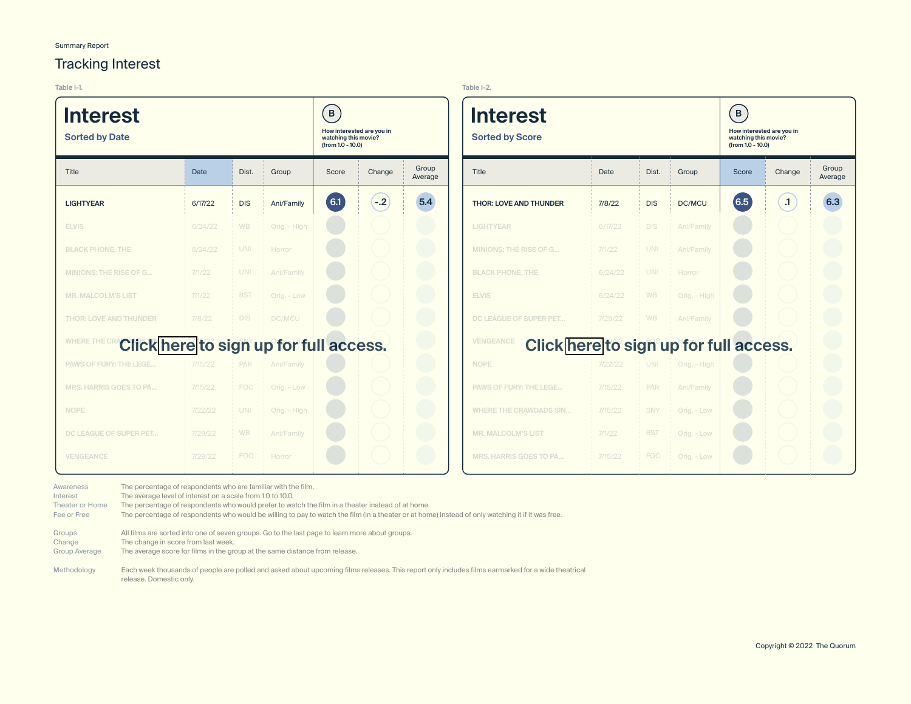Summary Report

# Tracking Interest

Table I-1.

## Interest

### Sorted by Date

B — How interested are you in watching this movie? (from 1.0 - 10.0)

| Title | Date | Dist. | Group | Score | Change | Group Average |
|---|---|---|---|---|---|---|
| LIGHTYEAR | 6/17/22 | DIS | Ani/Family | 6.1 | -.2 | 5.4 |
| ELVIS | 6/24/22 | WB | Orig. - High | | | |
| BLACK PHONE, THE | 6/24/22 | UNI | Horror | | | |
| MINIONS: THE RISE OF G... | 7/1/22 | UNI | Ani/Family | | | |
| MR. MALCOLM'S LIST | 7/1/22 | BST | Orig. - Low | | | |
| THOR: LOVE AND THUNDER | 7/8/22 | DIS | DC/MCU | | | |
| WHERE THE CRA... | | | | | | |
| PAWS OF FURY: THE LEGE... | 7/15/22 | PAR | Ani/Family | | | |
| MRS. HARRIS GOES TO PA... | 7/15/22 | FOC | Orig. - Low | | | |
| NOPE | 7/22/22 | UNI | Orig. - High | | | |
| DC LEAGUE OF SUPER PET... | 7/29/22 | WB | Ani/Family | | | |
| VENGEANCE | 7/29/22 | FOC | Horror | | | |

Click here to sign up for full access.

Table I-2.

## Interest

### Sorted by Score

B — How interested are you in watching this movie? (from 1.0 - 10.0)

| Title | Date | Dist. | Group | Score | Change | Group Average |
|---|---|---|---|---|---|---|
| THOR: LOVE AND THUNDER | 7/8/22 | DIS | DC/MCU | 6.5 | .1 | 6.3 |
| LIGHTYEAR | 6/17/22 | DIS | Ani/Family | | | |
| MINIONS: THE RISE OF G... | 7/1/22 | UNI | Ani/Family | | | |
| BLACK PHONE, THE | 6/24/22 | UNI | Horror | | | |
| ELVIS | 6/24/22 | WB | Orig. - High | | | |
| DC LEAGUE OF SUPER PET... | 7/29/22 | WB | Ani/Family | | | |
| VENGEANCE | | | | | | |
| NOPE | 7/22/22 | UNI | Orig. - High | | | |
| PAWS OF FURY: THE LEGE... | 7/15/22 | PAR | Ani/Family | | | |
| WHERE THE CRAWDADS SIN... | 7/15/22 | SNY | Orig. - Low | | | |
| MR. MALCOLM'S LIST | 7/1/22 | BST | Orig. - Low | | | |
| MRS. HARRIS GOES TO PA... | 7/15/22 | FOC | Orig. - Low | | | |

Click here to sign up for full access.

| | |
|---|---|
| Awareness | The percentage of respondents who are familiar with the film. |
| Interest | The average level of interest on a scale from 1.0 to 10.0. |
| Theater or Home | The percentage of respondents who would prefer to watch the film in a theater instead of at home. |
| Fee or Free | The percentage of respondents who would be willing to pay to watch the film (in a theater or at home) instead of only watching it if it was free. |
| Groups | All films are sorted into one of seven groups. Go to the last page to learn more about groups. |
| Change | The change in score from last week. |
| Group Average | The average score for films in the group at the same distance from release. |
| Methodology | Each week thousands of people are polled and asked about upcoming films releases. This report only includes films earmarked for a wide theatrical release. Domestic only. |

Copyright © 2022 The Quorum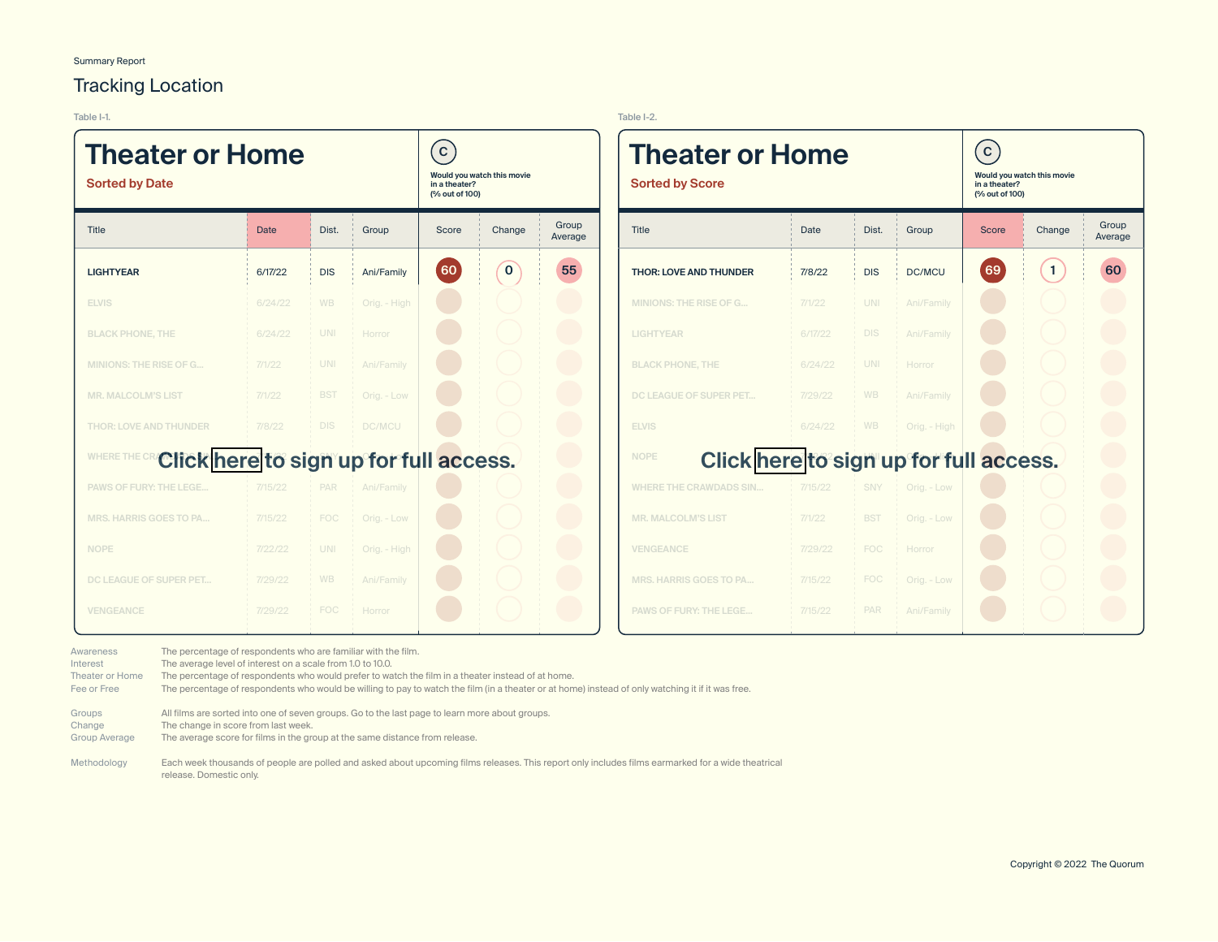Summary Report

# Tracking Location

Table I-1.

## Theater or Home

**Sorted by Date**

C — Would you watch this movie in a theater? (% out of 100)

| Title | Date | Dist. | Group | Score | Change | Group Average |
|---|---|---|---|---|---|---|
| **LIGHTYEAR** | 6/17/22 | DIS | Ani/Family | 60 | 0 | 55 |
| ELVIS | 6/24/22 | WB | Orig. - High | | | |
| BLACK PHONE, THE | 6/24/22 | UNI | Horror | | | |
| MINIONS: THE RISE OF G... | 7/1/22 | UNI | Ani/Family | | | |
| MR. MALCOLM'S LIST | 7/1/22 | BST | Orig. - Low | | | |
| THOR: LOVE AND THUNDER | 7/8/22 | DIS | DC/MCU | | | |
| WHERE THE CRA... | 7/15/22 | SNY | Orig. - Low | | | |
| PAWS OF FURY: THE LEGE... | 7/15/22 | PAR | Ani/Family | | | |
| MRS. HARRIS GOES TO PA... | 7/15/22 | FOC | Orig. - Low | | | |
| NOPE | 7/22/22 | UNI | Orig. - High | | | |
| DC LEAGUE OF SUPER PET... | 7/29/22 | WB | Ani/Family | | | |
| VENGEANCE | 7/29/22 | FOC | Horror | | | |

Click here to sign up for full access.

Table I-2.

## Theater or Home

**Sorted by Score**

C — Would you watch this movie in a theater? (% out of 100)

| Title | Date | Dist. | Group | Score | Change | Group Average |
|---|---|---|---|---|---|---|
| **THOR: LOVE AND THUNDER** | 7/8/22 | DIS | DC/MCU | 69 | 1 | 60 |
| MINIONS: THE RISE OF G... | 7/1/22 | UNI | Ani/Family | | | |
| LIGHTYEAR | 6/17/22 | DIS | Ani/Family | | | |
| BLACK PHONE, THE | 6/24/22 | UNI | Horror | | | |
| DC LEAGUE OF SUPER PET... | 7/29/22 | WB | Ani/Family | | | |
| ELVIS | 6/24/22 | WB | Orig. - High | | | |
| NOPE | 7/22/22 | UNI | Orig. - High | | | |
| WHERE THE CRAWDADS SIN... | 7/15/22 | SNY | Orig. - Low | | | |
| MR. MALCOLM'S LIST | 7/1/22 | BST | Orig. - Low | | | |
| VENGEANCE | 7/29/22 | FOC | Horror | | | |
| MRS. HARRIS GOES TO PA... | 7/15/22 | FOC | Orig. - Low | | | |
| PAWS OF FURY: THE LEGE... | 7/15/22 | PAR | Ani/Family | | | |

Click here to sign up for full access.

| | |
|---|---|
| Awareness | The percentage of respondents who are familiar with the film. |
| Interest | The average level of interest on a scale from 1.0 to 10.0. |
| Theater or Home | The percentage of respondents who would prefer to watch the film in a theater instead of at home. |
| Fee or Free | The percentage of respondents who would be willing to pay to watch the film (in a theater or at home) instead of only watching it if it was free. |
| Groups | All films are sorted into one of seven groups. Go to the last page to learn more about groups. |
| Change | The change in score from last week. |
| Group Average | The average score for films in the group at the same distance from release. |
| Methodology | Each week thousands of people are polled and asked about upcoming films releases. This report only includes films earmarked for a wide theatrical release. Domestic only. |

Copyright © 2022 The Quorum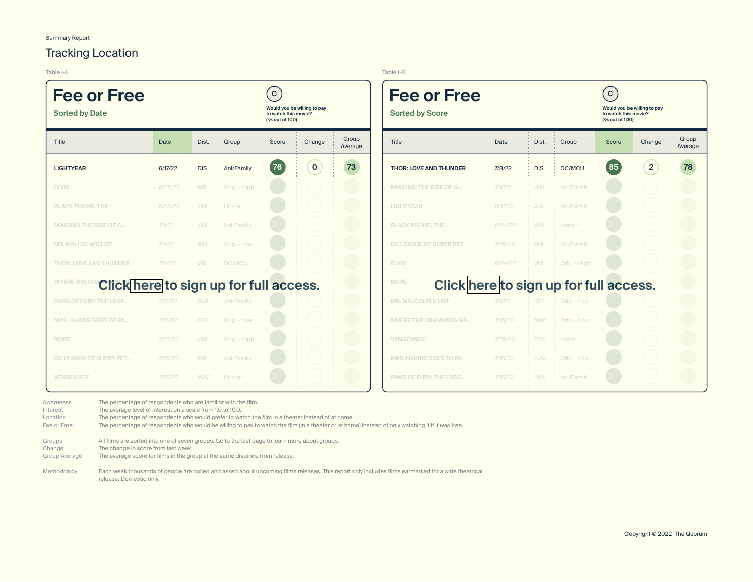Summary Report

# Tracking Location

Table I-1.

## Fee or Free

**Sorted by Date**

C — Would you be willing to pay to watch this movie? (% out of 100)

| Title | Date | Dist. | Group | Score | Change | Group Average |
|---|---|---|---|---|---|---|
| LIGHTYEAR | 6/17/22 | DIS | Ani/Family | 76 | 0 | 73 |
| ELVIS | 6/24/22 | WB | Orig. - High | | | |
| BLACK PHONE, THE | 6/24/22 | UNI | Horror | | | |
| MINIONS: THE RISE OF G... | 7/1/22 | UNI | Ani/Family | | | |
| MR. MALCOLM'S LIST | 7/1/22 | BST | Orig. - Low | | | |
| THOR: LOVE AND THUNDER | 7/8/22 | DIS | DC/MCU | | | |
| WHERE THE CRA... | | | | | | |
| PAWS OF FURY: THE LEGE... | 7/15/22 | PAR | Ani/Family | | | |
| MRS. HARRIS GOES TO PA... | 7/15/22 | FOC | Orig. - Low | | | |
| NOPE | 7/22/22 | UNI | Orig. - High | | | |
| DC LEAGUE OF SUPER PET... | 7/29/22 | WB | Ani/Family | | | |
| VENGEANCE | 7/29/22 | FOC | Horror | | | |

Click here to sign up for full access.

Table I-2.

## Fee or Free

**Sorted by Score**

C — Would you be willing to pay to watch this movie? (% out of 100)

| Title | Date | Dist. | Group | Score | Change | Group Average |
|---|---|---|---|---|---|---|
| THOR: LOVE AND THUNDER | 7/8/22 | DIS | DC/MCU | 85 | 2 | 78 |
| MINIONS: THE RISE OF G... | 7/1/22 | UNI | Ani/Family | | | |
| LIGHTYEAR | 6/17/22 | DIS | Ani/Family | | | |
| BLACK PHONE, THE | 6/24/22 | UNI | Horror | | | |
| DC LEAGUE OF SUPER PET... | 7/29/22 | WB | Ani/Family | | | |
| ELVIS | 6/24/22 | WB | Orig. - High | | | |
| NOPE | | | | | | |
| MR. MALCOLM'S LIST | 7/1/22 | BST | Orig. - Low | | | |
| WHERE THE CRAWDADS SIN... | 7/15/22 | SNY | Orig. - Low | | | |
| VENGEANCE | 7/29/22 | FOC | Horror | | | |
| MRS. HARRIS GOES TO PA... | 7/15/22 | FOC | Orig. - Low | | | |
| PAWS OF FURY: THE LEGE... | 7/15/22 | PAR | Ani/Family | | | |

Click here to sign up for full access.

| | |
|---|---|
| Awareness | The percentage of respondents who are familiar with the film. |
| Interest | The average level of interest on a scale from 1.0 to 10.0. |
| Location | The percentage of respondents who would prefer to watch the film in a theater instead of at home. |
| Fee or Free | The percentage of respondents who would be willing to pay to watch the film (in a theater or at home) instead of only watching it if it was free. |
| Groups | All films are sorted into one of seven groups. Go to the last page to learn more about groups. |
| Change | The change in score from last week. |
| Group Average | The average score for films in the group at the same distance from release. |
| Methodology | Each week thousands of people are polled and asked about upcoming films releases. This report only includes films earmarked for a wide theatrical release. Domestic only. |

Copyright © 2022 The Quorum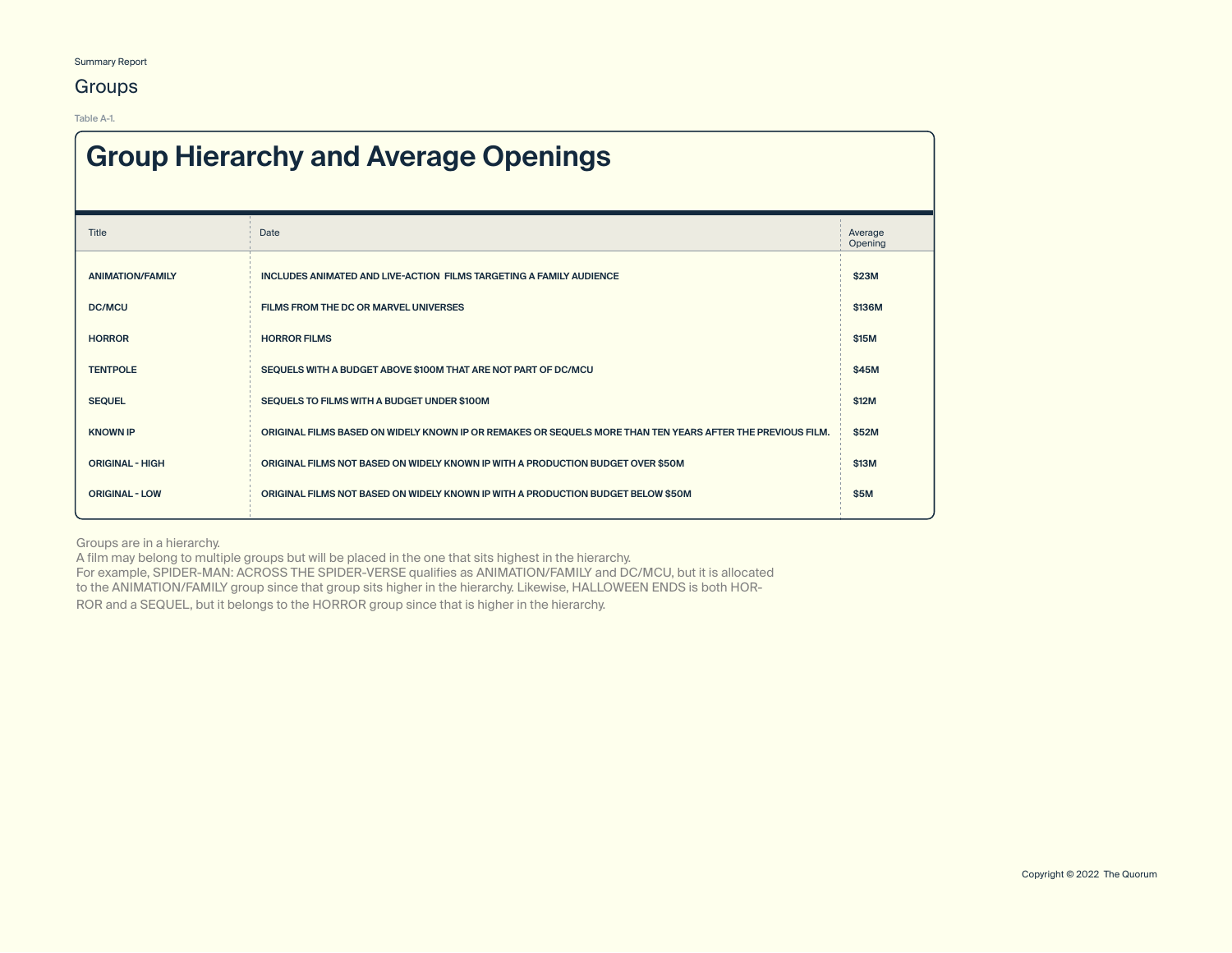Summary Report

## Groups

Table A-1.

# Group Hierarchy and Average Openings

| Title | Date | Average Opening |
| --- | --- | --- |
| ANIMATION/FAMILY | INCLUDES ANIMATED AND LIVE-ACTION FILMS TARGETING A FAMILY AUDIENCE | $23M |
| DC/MCU | FILMS FROM THE DC OR MARVEL UNIVERSES | $136M |
| HORROR | HORROR FILMS | $15M |
| TENTPOLE | SEQUELS WITH A BUDGET ABOVE $100M THAT ARE NOT PART OF DC/MCU | $45M |
| SEQUEL | SEQUELS TO FILMS WITH A BUDGET UNDER $100M | $12M |
| KNOWN IP | ORIGINAL FILMS BASED ON WIDELY KNOWN IP OR REMAKES OR SEQUELS MORE THAN TEN YEARS AFTER THE PREVIOUS FILM. | $52M |
| ORIGINAL - HIGH | ORIGINAL FILMS NOT BASED ON WIDELY KNOWN IP WITH A PRODUCTION BUDGET OVER $50M | $13M |
| ORIGINAL - LOW | ORIGINAL FILMS NOT BASED ON WIDELY KNOWN IP WITH A PRODUCTION BUDGET BELOW $50M | $5M |

Groups are in a hierarchy.
A film may belong to multiple groups but will be placed in the one that sits highest in the hierarchy.
For example, SPIDER-MAN: ACROSS THE SPIDER-VERSE qualifies as ANIMATION/FAMILY and DC/MCU, but it is allocated to the ANIMATION/FAMILY group since that group sits higher in the hierarchy. Likewise, HALLOWEEN ENDS is both HORROR and a SEQUEL, but it belongs to the HORROR group since that is higher in the hierarchy.

Copyright © 2022 The Quorum